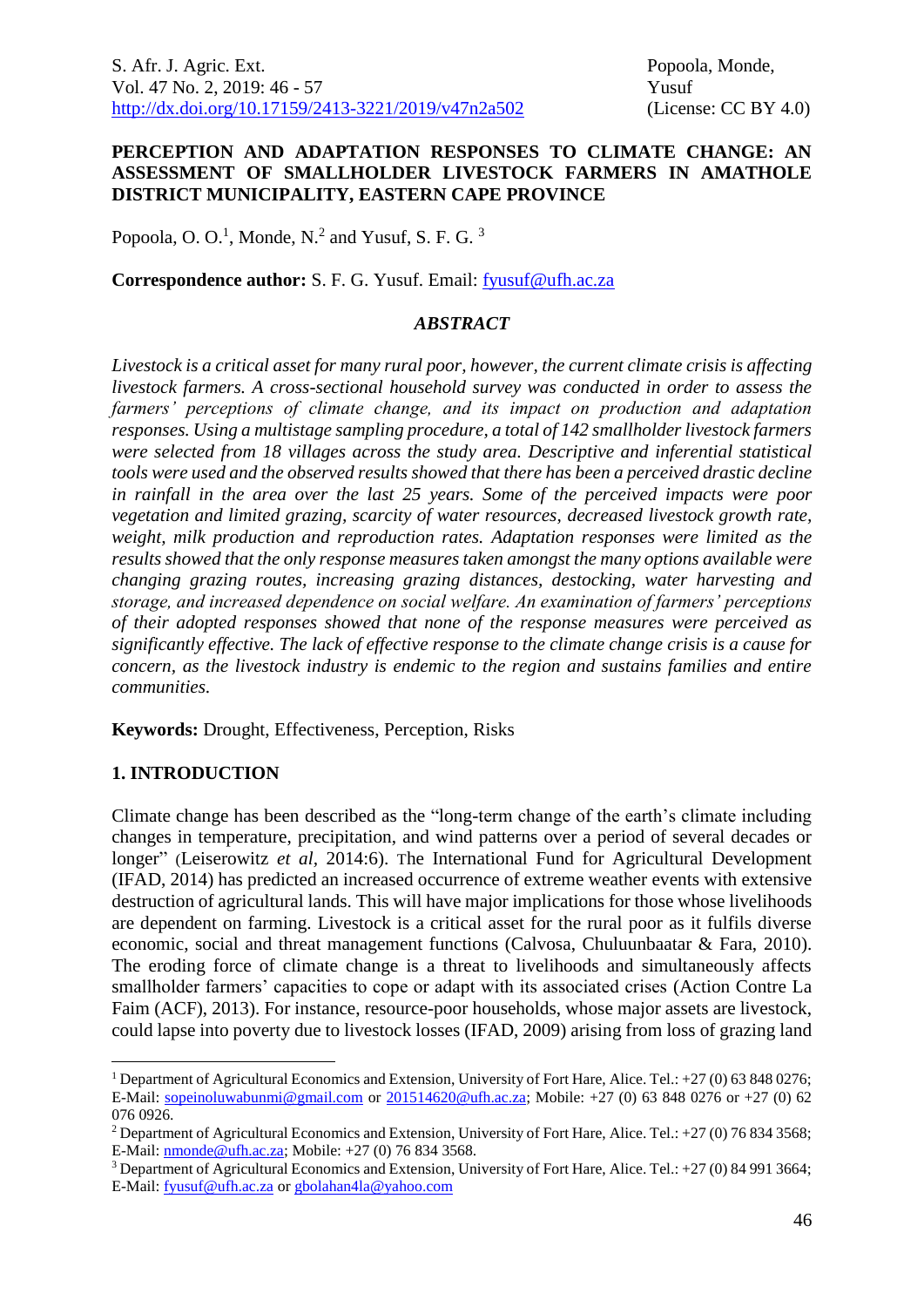# PERCEPTION AND ADAPTATION RESPONSES TO CLIMATE CHANGE: AN ASSESSMENT OF SMALLHOLDER LIVESTOCK FARMERS IN AMATHOLE DISTRICT MUNICIPALITY, EASTERN CAPE PROVINCE

Popoola, O. O.[1], Monde, N.[2] and Yusuf, S. F. G. [3]

**Correspondence author:** S. F. G. Yusuf. Email: fyusuf@ufh.ac.za

## *ABSTRACT*

*Livestock is a critical asset for many rural poor, however, the current climate crisis is affecting livestock farmers. A cross-sectional household survey was conducted in order to assess the farmers' perceptions of climate change, and its impact on production and adaptation responses. Using a multistage sampling procedure, a total of 142 smallholder livestock farmers were selected from 18 villages across the study area. Descriptive and inferential statistical tools were used and the observed results showed that there has been a perceived drastic decline in rainfall in the area over the last 25 years. Some of the perceived impacts were poor vegetation and limited grazing, scarcity of water resources, decreased livestock growth rate, weight, milk production and reproduction rates. Adaptation responses were limited as the results showed that the only response measures taken amongst the many options available were changing grazing routes, increasing grazing distances, destocking, water harvesting and storage, and increased dependence on social welfare. An examination of farmers' perceptions of their adopted responses showed that none of the response measures were perceived as significantly effective. The lack of effective response to the climate change crisis is a cause for concern, as the livestock industry is endemic to the region and sustains families and entire communities.*

**Keywords:** Drought, Effectiveness, Perception, Risks

## 1. INTRODUCTION

Climate change has been described as the "long-term change of the earth's climate including changes in temperature, precipitation, and wind patterns over a period of several decades or longer" (Leiserowitz *et al*, 2014:6). The International Fund for Agricultural Development (IFAD, 2014) has predicted an increased occurrence of extreme weather events with extensive destruction of agricultural lands. This will have major implications for those whose livelihoods are dependent on farming. Livestock is a critical asset for the rural poor as it fulfils diverse economic, social and threat management functions (Calvosa, Chuluunbaatar & Fara, 2010). The eroding force of climate change is a threat to livelihoods and simultaneously affects smallholder farmers' capacities to cope or adapt with its associated crises (Action Contre La Faim (ACF), 2013). For instance, resource-poor households, whose major assets are livestock, could lapse into poverty due to livestock losses (IFAD, 2009) arising from loss of grazing land

---

[1] Department of Agricultural Economics and Extension, University of Fort Hare, Alice. Tel.: +27 (0) 63 848 0276; E-Mail: sopeinoluwabunmi@gmail.com or 201514620@ufh.ac.za; Mobile: +27 (0) 63 848 0276 or +27 (0) 62 076 0926.

[2] Department of Agricultural Economics and Extension, University of Fort Hare, Alice. Tel.: +27 (0) 76 834 3568; E-Mail: nmonde@ufh.ac.za; Mobile: +27 (0) 76 834 3568.

[3] Department of Agricultural Economics and Extension, University of Fort Hare, Alice. Tel.: +27 (0) 84 991 3664; E-Mail: fyusuf@ufh.ac.za or gbolahan4la@yahoo.com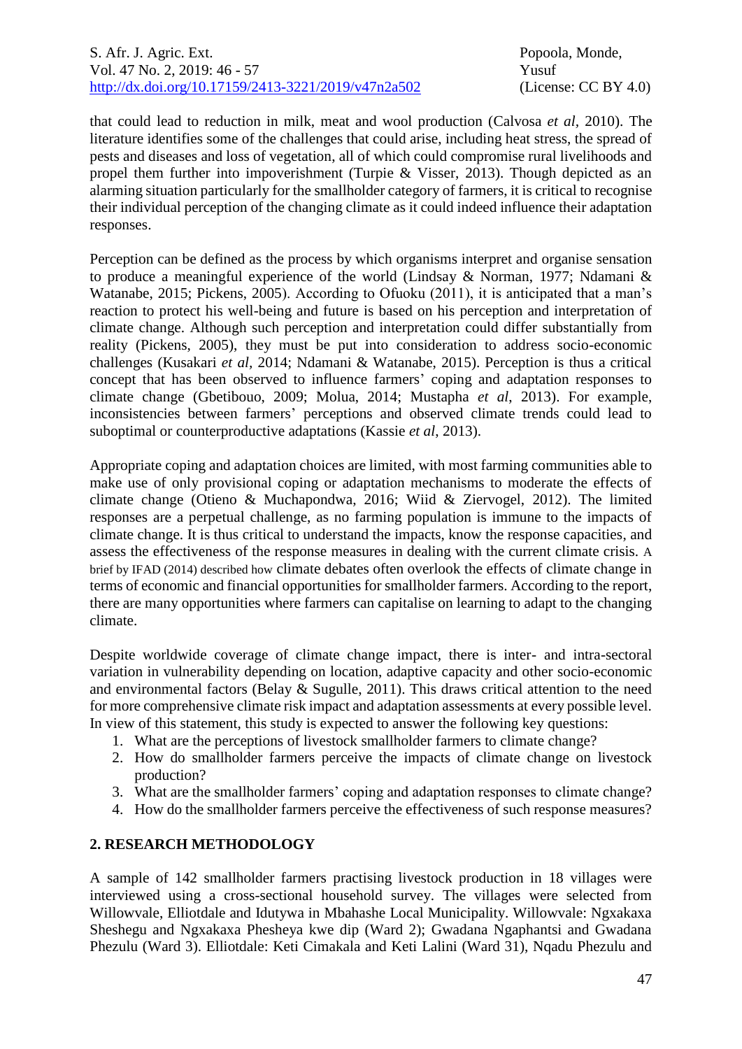that could lead to reduction in milk, meat and wool production (Calvosa *et al*, 2010). The literature identifies some of the challenges that could arise, including heat stress, the spread of pests and diseases and loss of vegetation, all of which could compromise rural livelihoods and propel them further into impoverishment (Turpie & Visser, 2013). Though depicted as an alarming situation particularly for the smallholder category of farmers, it is critical to recognise their individual perception of the changing climate as it could indeed influence their adaptation responses.

Perception can be defined as the process by which organisms interpret and organise sensation to produce a meaningful experience of the world (Lindsay & Norman, 1977; Ndamani & Watanabe, 2015; Pickens, 2005). According to Ofuoku (2011), it is anticipated that a man's reaction to protect his well-being and future is based on his perception and interpretation of climate change. Although such perception and interpretation could differ substantially from reality (Pickens, 2005), they must be put into consideration to address socio-economic challenges (Kusakari *et al*, 2014; Ndamani & Watanabe, 2015). Perception is thus a critical concept that has been observed to influence farmers' coping and adaptation responses to climate change (Gbetibouo, 2009; Molua, 2014; Mustapha *et al*, 2013). For example, inconsistencies between farmers' perceptions and observed climate trends could lead to suboptimal or counterproductive adaptations (Kassie *et al*, 2013).

Appropriate coping and adaptation choices are limited, with most farming communities able to make use of only provisional coping or adaptation mechanisms to moderate the effects of climate change (Otieno & Muchapondwa, 2016; Wiid & Ziervogel, 2012). The limited responses are a perpetual challenge, as no farming population is immune to the impacts of climate change. It is thus critical to understand the impacts, know the response capacities, and assess the effectiveness of the response measures in dealing with the current climate crisis. A brief by IFAD (2014) described how climate debates often overlook the effects of climate change in terms of economic and financial opportunities for smallholder farmers. According to the report, there are many opportunities where farmers can capitalise on learning to adapt to the changing climate.

Despite worldwide coverage of climate change impact, there is inter- and intra-sectoral variation in vulnerability depending on location, adaptive capacity and other socio-economic and environmental factors (Belay & Sugulle, 2011). This draws critical attention to the need for more comprehensive climate risk impact and adaptation assessments at every possible level. In view of this statement, this study is expected to answer the following key questions:

1. What are the perceptions of livestock smallholder farmers to climate change?
2. How do smallholder farmers perceive the impacts of climate change on livestock production?
3. What are the smallholder farmers' coping and adaptation responses to climate change?
4. How do the smallholder farmers perceive the effectiveness of such response measures?

## 2. RESEARCH METHODOLOGY

A sample of 142 smallholder farmers practising livestock production in 18 villages were interviewed using a cross-sectional household survey. The villages were selected from Willowvale, Elliotdale and Idutywa in Mbahashe Local Municipality. Willowvale: Ngxakaxa Sheshegu and Ngxakaxa Phesheya kwe dip (Ward 2); Gwadana Ngaphantsi and Gwadana Phezulu (Ward 3). Elliotdale: Keti Cimakala and Keti Lalini (Ward 31), Nqadu Phezulu and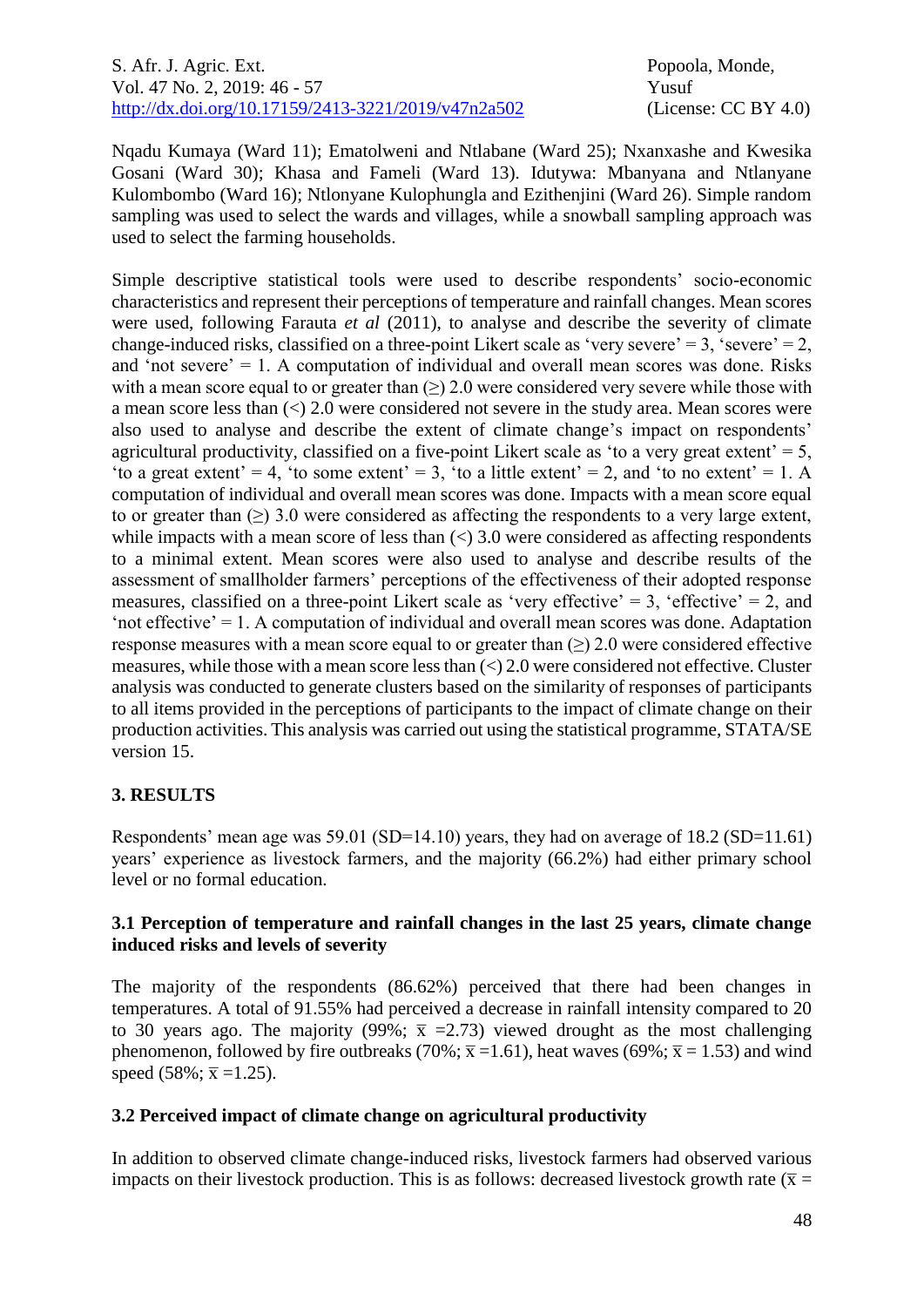Nqadu Kumaya (Ward 11); Ematolweni and Ntlabane (Ward 25); Nxanxashe and Kwesika Gosani (Ward 30); Khasa and Fameli (Ward 13). Idutywa: Mbanyana and Ntlanyane Kulombombo (Ward 16); Ntlonyane Kulophungla and Ezithenjini (Ward 26). Simple random sampling was used to select the wards and villages, while a snowball sampling approach was used to select the farming households.

Simple descriptive statistical tools were used to describe respondents' socio-economic characteristics and represent their perceptions of temperature and rainfall changes. Mean scores were used, following Farauta *et al* (2011), to analyse and describe the severity of climate change-induced risks, classified on a three-point Likert scale as 'very severe' = 3, 'severe' = 2, and 'not severe' = 1. A computation of individual and overall mean scores was done. Risks with a mean score equal to or greater than (≥) 2.0 were considered very severe while those with a mean score less than (<) 2.0 were considered not severe in the study area. Mean scores were also used to analyse and describe the extent of climate change's impact on respondents' agricultural productivity, classified on a five-point Likert scale as 'to a very great extent' = 5, 'to a great extent' = 4, 'to some extent' = 3, 'to a little extent' = 2, and 'to no extent' = 1. A computation of individual and overall mean scores was done. Impacts with a mean score equal to or greater than (≥) 3.0 were considered as affecting the respondents to a very large extent, while impacts with a mean score of less than (<) 3.0 were considered as affecting respondents to a minimal extent. Mean scores were also used to analyse and describe results of the assessment of smallholder farmers' perceptions of the effectiveness of their adopted response measures, classified on a three-point Likert scale as 'very effective' = 3, 'effective' = 2, and 'not effective' = 1. A computation of individual and overall mean scores was done. Adaptation response measures with a mean score equal to or greater than (≥) 2.0 were considered effective measures, while those with a mean score less than (<) 2.0 were considered not effective. Cluster analysis was conducted to generate clusters based on the similarity of responses of participants to all items provided in the perceptions of participants to the impact of climate change on their production activities. This analysis was carried out using the statistical programme, STATA/SE version 15.

## 3. RESULTS

Respondents' mean age was 59.01 (SD=14.10) years, they had on average of 18.2 (SD=11.61) years' experience as livestock farmers, and the majority (66.2%) had either primary school level or no formal education.

### 3.1 Perception of temperature and rainfall changes in the last 25 years, climate change induced risks and levels of severity

The majority of the respondents (86.62%) perceived that there had been changes in temperatures. A total of 91.55% had perceived a decrease in rainfall intensity compared to 20 to 30 years ago. The majority (99%; $\bar{x}$ =2.73) viewed drought as the most challenging phenomenon, followed by fire outbreaks (70%; $\bar{x}$ =1.61), heat waves (69%; $\bar{x}$ = 1.53) and wind speed (58%; $\bar{x}$ =1.25).

### 3.2 Perceived impact of climate change on agricultural productivity

In addition to observed climate change-induced risks, livestock farmers had observed various impacts on their livestock production. This is as follows: decreased livestock growth rate ($\bar{x}$ =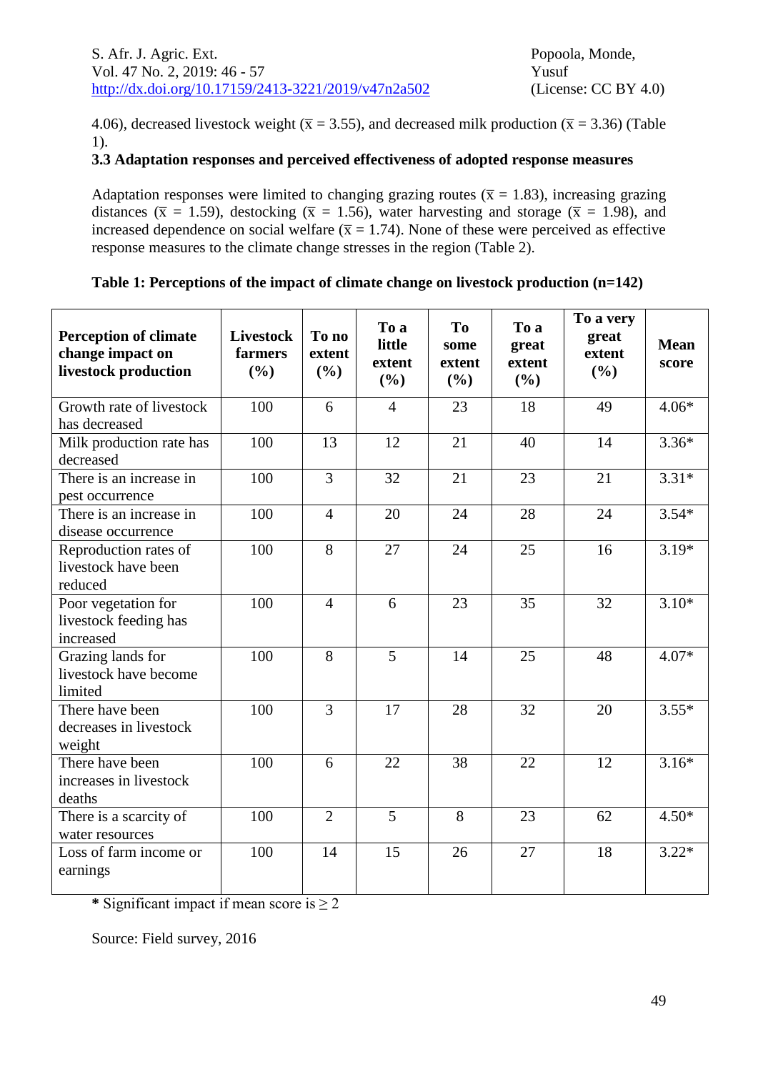4.06), decreased livestock weight ($\bar{x}$ = 3.55), and decreased milk production ($\bar{x}$ = 3.36) (Table 1).

### 3.3 Adaptation responses and perceived effectiveness of adopted response measures

Adaptation responses were limited to changing grazing routes ($\bar{x}$ = 1.83), increasing grazing distances ($\bar{x}$ = 1.59), destocking ($\bar{x}$ = 1.56), water harvesting and storage ($\bar{x}$ = 1.98), and increased dependence on social welfare ($\bar{x}$ = 1.74). None of these were perceived as effective response measures to the climate change stresses in the region (Table 2).

**Table 1: Perceptions of the impact of climate change on livestock production (n=142)**

| Perception of climate change impact on livestock production | Livestock farmers (%) | To no extent (%) | To a little extent (%) | To some extent (%) | To a great extent (%) | To a very great extent (%) | Mean score |
|---|---|---|---|---|---|---|---|
| Growth rate of livestock has decreased | 100 | 6 | 4 | 23 | 18 | 49 | 4.06* |
| Milk production rate has decreased | 100 | 13 | 12 | 21 | 40 | 14 | 3.36* |
| There is an increase in pest occurrence | 100 | 3 | 32 | 21 | 23 | 21 | 3.31* |
| There is an increase in disease occurrence | 100 | 4 | 20 | 24 | 28 | 24 | 3.54* |
| Reproduction rates of livestock have been reduced | 100 | 8 | 27 | 24 | 25 | 16 | 3.19* |
| Poor vegetation for livestock feeding has increased | 100 | 4 | 6 | 23 | 35 | 32 | 3.10* |
| Grazing lands for livestock have become limited | 100 | 8 | 5 | 14 | 25 | 48 | 4.07* |
| There have been decreases in livestock weight | 100 | 3 | 17 | 28 | 32 | 20 | 3.55* |
| There have been increases in livestock deaths | 100 | 6 | 22 | 38 | 22 | 12 | 3.16* |
| There is a scarcity of water resources | 100 | 2 | 5 | 8 | 23 | 62 | 4.50* |
| Loss of farm income or earnings | 100 | 14 | 15 | 26 | 27 | 18 | 3.22* |

**\*** Significant impact if mean score is ≥ 2

Source: Field survey, 2016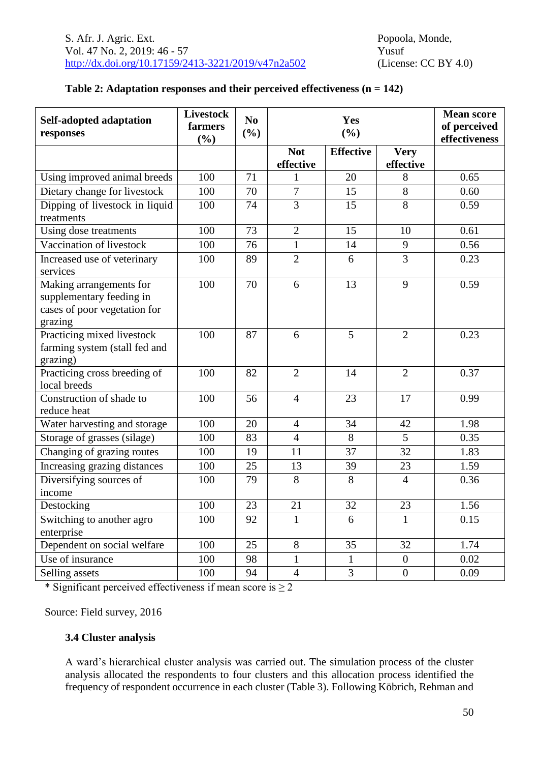**Table 2: Adaptation responses and their perceived effectiveness (n = 142)**

| Self-adopted adaptation responses | Livestock farmers (%) | No (%) | Yes (%) | | | Mean score of perceived effectiveness |
|---|---|---|---|---|---|---|
| | | | Not effective | Effective | Very effective | |
| Using improved animal breeds | 100 | 71 | 1 | 20 | 8 | 0.65 |
| Dietary change for livestock | 100 | 70 | 7 | 15 | 8 | 0.60 |
| Dipping of livestock in liquid treatments | 100 | 74 | 3 | 15 | 8 | 0.59 |
| Using dose treatments | 100 | 73 | 2 | 15 | 10 | 0.61 |
| Vaccination of livestock | 100 | 76 | 1 | 14 | 9 | 0.56 |
| Increased use of veterinary services | 100 | 89 | 2 | 6 | 3 | 0.23 |
| Making arrangements for supplementary feeding in cases of poor vegetation for grazing | 100 | 70 | 6 | 13 | 9 | 0.59 |
| Practicing mixed livestock farming system (stall fed and grazing) | 100 | 87 | 6 | 5 | 2 | 0.23 |
| Practicing cross breeding of local breeds | 100 | 82 | 2 | 14 | 2 | 0.37 |
| Construction of shade to reduce heat | 100 | 56 | 4 | 23 | 17 | 0.99 |
| Water harvesting and storage | 100 | 20 | 4 | 34 | 42 | 1.98 |
| Storage of grasses (silage) | 100 | 83 | 4 | 8 | 5 | 0.35 |
| Changing of grazing routes | 100 | 19 | 11 | 37 | 32 | 1.83 |
| Increasing grazing distances | 100 | 25 | 13 | 39 | 23 | 1.59 |
| Diversifying sources of income | 100 | 79 | 8 | 8 | 4 | 0.36 |
| Destocking | 100 | 23 | 21 | 32 | 23 | 1.56 |
| Switching to another agro enterprise | 100 | 92 | 1 | 6 | 1 | 0.15 |
| Dependent on social welfare | 100 | 25 | 8 | 35 | 32 | 1.74 |
| Use of insurance | 100 | 98 | 1 | 1 | 0 | 0.02 |
| Selling assets | 100 | 94 | 4 | 3 | 0 | 0.09 |

\* Significant perceived effectiveness if mean score is ≥ 2

Source: Field survey, 2016

### 3.4 Cluster analysis

A ward's hierarchical cluster analysis was carried out. The simulation process of the cluster analysis allocated the respondents to four clusters and this allocation process identified the frequency of respondent occurrence in each cluster (Table 3). Following Köbrich, Rehman and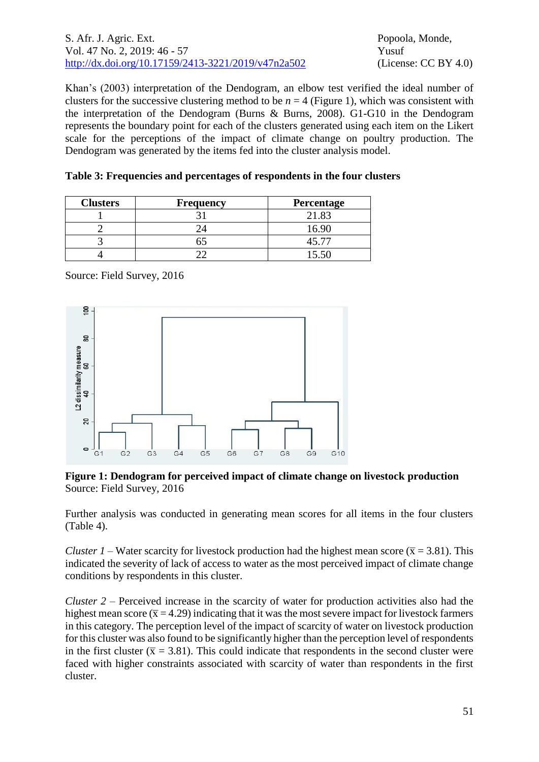Khan's (2003) interpretation of the Dendogram, an elbow test verified the ideal number of clusters for the successive clustering method to be *n* = 4 (Figure 1), which was consistent with the interpretation of the Dendogram (Burns & Burns, 2008). G1-G10 in the Dendogram represents the boundary point for each of the clusters generated using each item on the Likert scale for the perceptions of the impact of climate change on poultry production. The Dendogram was generated by the items fed into the cluster analysis model.

**Table 3: Frequencies and percentages of respondents in the four clusters**

| Clusters | Frequency | Percentage |
|---|---|---|
| 1 | 31 | 21.83 |
| 2 | 24 | 16.90 |
| 3 | 65 | 45.77 |
| 4 | 22 | 15.50 |

Source: Field Survey, 2016

**Figure 1: Dendogram for perceived impact of climate change on livestock production**
Source: Field Survey, 2016

Further analysis was conducted in generating mean scores for all items in the four clusters (Table 4).

*Cluster 1* – Water scarcity for livestock production had the highest mean score ($\bar{x}$ = 3.81). This indicated the severity of lack of access to water as the most perceived impact of climate change conditions by respondents in this cluster.

*Cluster 2* – Perceived increase in the scarcity of water for production activities also had the highest mean score ($\bar{x}$ = 4.29) indicating that it was the most severe impact for livestock farmers in this category. The perception level of the impact of scarcity of water on livestock production for this cluster was also found to be significantly higher than the perception level of respondents in the first cluster ($\bar{x}$ = 3.81). This could indicate that respondents in the second cluster were faced with higher constraints associated with scarcity of water than respondents in the first cluster.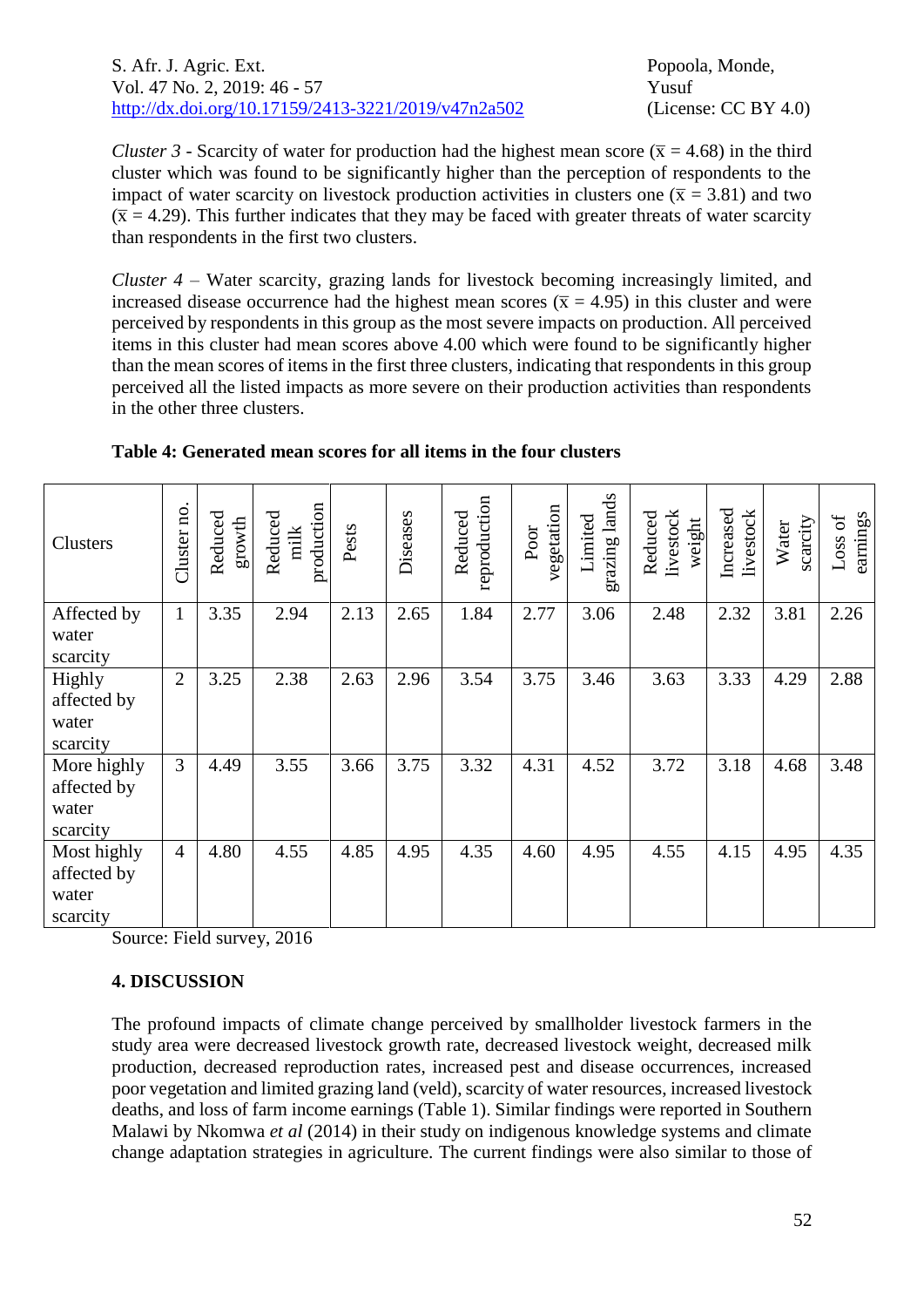*Cluster 3* - Scarcity of water for production had the highest mean score ($\bar{x}$ = 4.68) in the third cluster which was found to be significantly higher than the perception of respondents to the impact of water scarcity on livestock production activities in clusters one ($\bar{x}$ = 3.81) and two ($\bar{x}$ = 4.29). This further indicates that they may be faced with greater threats of water scarcity than respondents in the first two clusters.

*Cluster 4* – Water scarcity, grazing lands for livestock becoming increasingly limited, and increased disease occurrence had the highest mean scores ($\bar{x}$ = 4.95) in this cluster and were perceived by respondents in this group as the most severe impacts on production. All perceived items in this cluster had mean scores above 4.00 which were found to be significantly higher than the mean scores of items in the first three clusters, indicating that respondents in this group perceived all the listed impacts as more severe on their production activities than respondents in the other three clusters.

**Table 4: Generated mean scores for all items in the four clusters**

| Clusters | Cluster no. | Reduced growth | Reduced milk production | Pests | Diseases | Reduced reproduction | Poor vegetation | Limited grazing lands | Reduced livestock weight | Increased livestock | Water scarcity | Loss of earnings |
|---|---|---|---|---|---|---|---|---|---|---|---|---|
| Affected by water scarcity | 1 | 3.35 | 2.94 | 2.13 | 2.65 | 1.84 | 2.77 | 3.06 | 2.48 | 2.32 | 3.81 | 2.26 |
| Highly affected by water scarcity | 2 | 3.25 | 2.38 | 2.63 | 2.96 | 3.54 | 3.75 | 3.46 | 3.63 | 3.33 | 4.29 | 2.88 |
| More highly affected by water scarcity | 3 | 4.49 | 3.55 | 3.66 | 3.75 | 3.32 | 4.31 | 4.52 | 3.72 | 3.18 | 4.68 | 3.48 |
| Most highly affected by water scarcity | 4 | 4.80 | 4.55 | 4.85 | 4.95 | 4.35 | 4.60 | 4.95 | 4.55 | 4.15 | 4.95 | 4.35 |

Source: Field survey, 2016

## 4. DISCUSSION

The profound impacts of climate change perceived by smallholder livestock farmers in the study area were decreased livestock growth rate, decreased livestock weight, decreased milk production, decreased reproduction rates, increased pest and disease occurrences, increased poor vegetation and limited grazing land (veld), scarcity of water resources, increased livestock deaths, and loss of farm income earnings (Table 1). Similar findings were reported in Southern Malawi by Nkomwa *et al* (2014) in their study on indigenous knowledge systems and climate change adaptation strategies in agriculture. The current findings were also similar to those of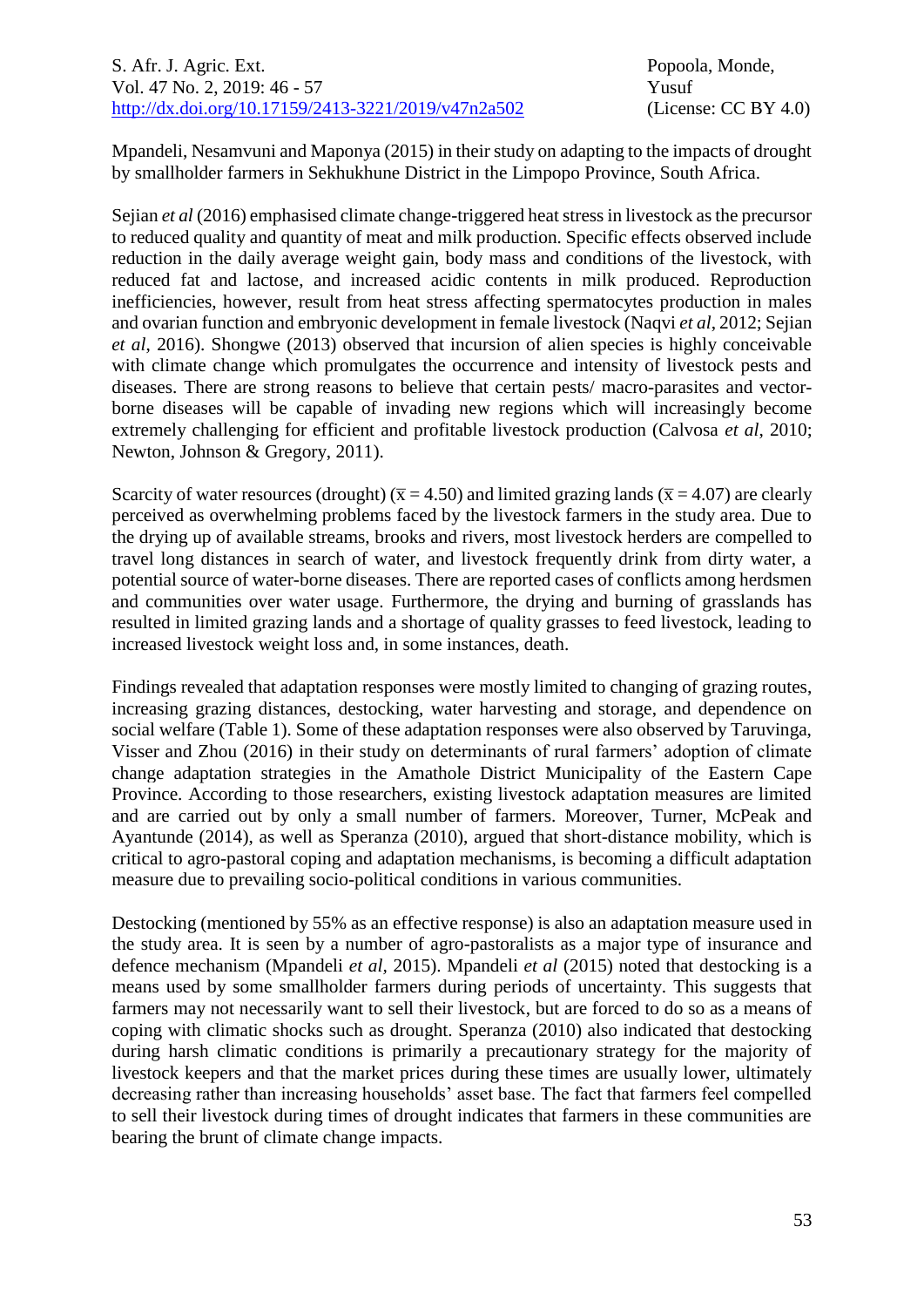Mpandeli, Nesamvuni and Maponya (2015) in their study on adapting to the impacts of drought by smallholder farmers in Sekhukhune District in the Limpopo Province, South Africa.

Sejian *et al* (2016) emphasised climate change-triggered heat stress in livestock as the precursor to reduced quality and quantity of meat and milk production. Specific effects observed include reduction in the daily average weight gain, body mass and conditions of the livestock, with reduced fat and lactose, and increased acidic contents in milk produced. Reproduction inefficiencies, however, result from heat stress affecting spermatocytes production in males and ovarian function and embryonic development in female livestock (Naqvi *et al*, 2012; Sejian *et al*, 2016). Shongwe (2013) observed that incursion of alien species is highly conceivable with climate change which promulgates the occurrence and intensity of livestock pests and diseases. There are strong reasons to believe that certain pests/ macro-parasites and vector-borne diseases will be capable of invading new regions which will increasingly become extremely challenging for efficient and profitable livestock production (Calvosa *et al*, 2010; Newton, Johnson & Gregory, 2011).

Scarcity of water resources (drought) ($\bar{x} = 4.50$) and limited grazing lands ($\bar{x} = 4.07$) are clearly perceived as overwhelming problems faced by the livestock farmers in the study area. Due to the drying up of available streams, brooks and rivers, most livestock herders are compelled to travel long distances in search of water, and livestock frequently drink from dirty water, a potential source of water-borne diseases. There are reported cases of conflicts among herdsmen and communities over water usage. Furthermore, the drying and burning of grasslands has resulted in limited grazing lands and a shortage of quality grasses to feed livestock, leading to increased livestock weight loss and, in some instances, death.

Findings revealed that adaptation responses were mostly limited to changing of grazing routes, increasing grazing distances, destocking, water harvesting and storage, and dependence on social welfare (Table 1). Some of these adaptation responses were also observed by Taruvinga, Visser and Zhou (2016) in their study on determinants of rural farmers' adoption of climate change adaptation strategies in the Amathole District Municipality of the Eastern Cape Province. According to those researchers, existing livestock adaptation measures are limited and are carried out by only a small number of farmers. Moreover, Turner, McPeak and Ayantunde (2014), as well as Speranza (2010), argued that short-distance mobility, which is critical to agro-pastoral coping and adaptation mechanisms, is becoming a difficult adaptation measure due to prevailing socio-political conditions in various communities.

Destocking (mentioned by 55% as an effective response) is also an adaptation measure used in the study area. It is seen by a number of agro-pastoralists as a major type of insurance and defence mechanism (Mpandeli *et al,* 2015). Mpandeli *et al* (2015) noted that destocking is a means used by some smallholder farmers during periods of uncertainty. This suggests that farmers may not necessarily want to sell their livestock, but are forced to do so as a means of coping with climatic shocks such as drought. Speranza (2010) also indicated that destocking during harsh climatic conditions is primarily a precautionary strategy for the majority of livestock keepers and that the market prices during these times are usually lower, ultimately decreasing rather than increasing households' asset base. The fact that farmers feel compelled to sell their livestock during times of drought indicates that farmers in these communities are bearing the brunt of climate change impacts.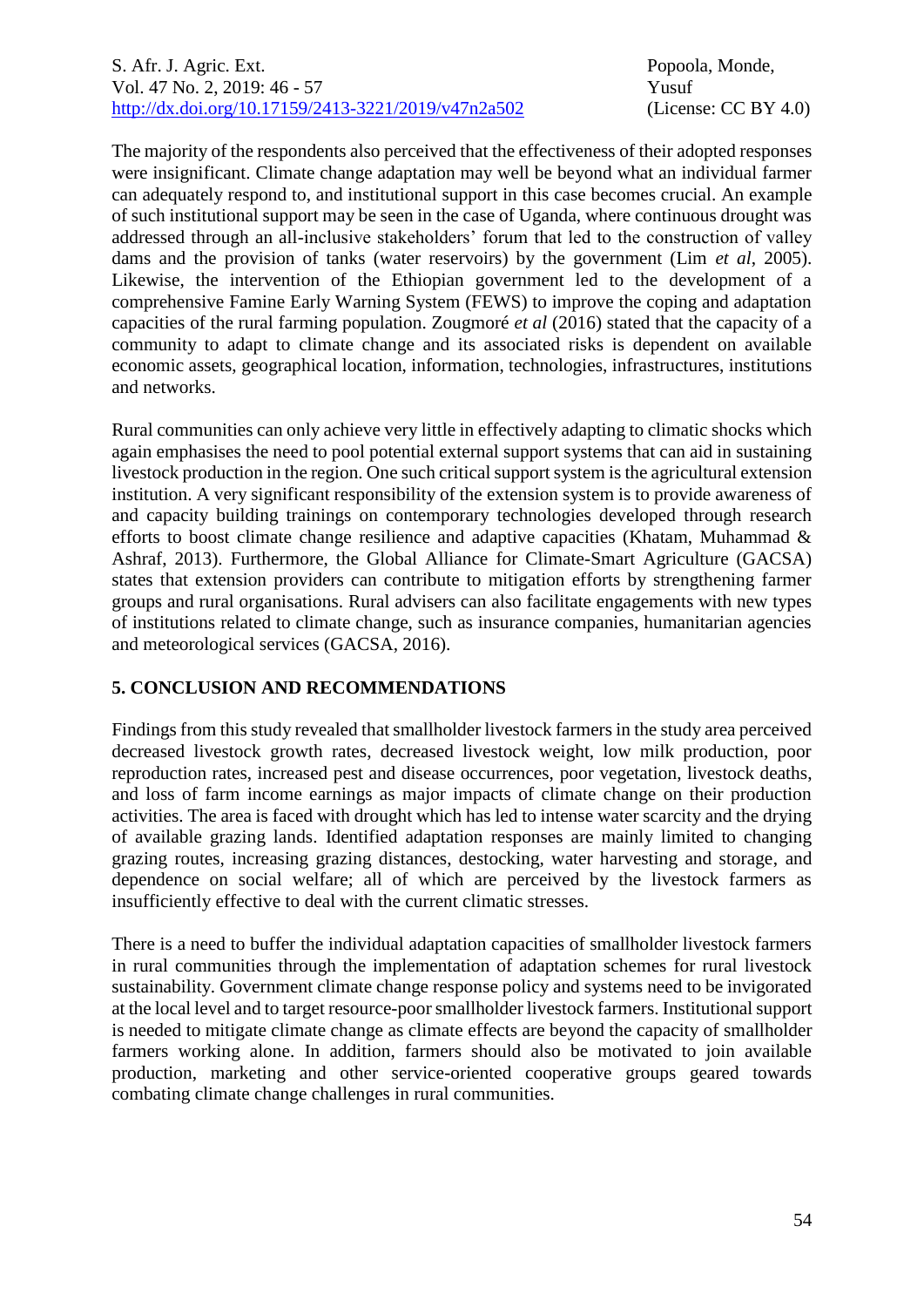The majority of the respondents also perceived that the effectiveness of their adopted responses were insignificant. Climate change adaptation may well be beyond what an individual farmer can adequately respond to, and institutional support in this case becomes crucial. An example of such institutional support may be seen in the case of Uganda, where continuous drought was addressed through an all-inclusive stakeholders' forum that led to the construction of valley dams and the provision of tanks (water reservoirs) by the government (Lim *et al*, 2005). Likewise, the intervention of the Ethiopian government led to the development of a comprehensive Famine Early Warning System (FEWS) to improve the coping and adaptation capacities of the rural farming population. Zougmoré *et al* (2016) stated that the capacity of a community to adapt to climate change and its associated risks is dependent on available economic assets, geographical location, information, technologies, infrastructures, institutions and networks.

Rural communities can only achieve very little in effectively adapting to climatic shocks which again emphasises the need to pool potential external support systems that can aid in sustaining livestock production in the region. One such critical support system is the agricultural extension institution. A very significant responsibility of the extension system is to provide awareness of and capacity building trainings on contemporary technologies developed through research efforts to boost climate change resilience and adaptive capacities (Khatam, Muhammad & Ashraf, 2013). Furthermore, the Global Alliance for Climate-Smart Agriculture (GACSA) states that extension providers can contribute to mitigation efforts by strengthening farmer groups and rural organisations. Rural advisers can also facilitate engagements with new types of institutions related to climate change, such as insurance companies, humanitarian agencies and meteorological services (GACSA, 2016).

## 5. CONCLUSION AND RECOMMENDATIONS

Findings from this study revealed that smallholder livestock farmers in the study area perceived decreased livestock growth rates, decreased livestock weight, low milk production, poor reproduction rates, increased pest and disease occurrences, poor vegetation, livestock deaths, and loss of farm income earnings as major impacts of climate change on their production activities. The area is faced with drought which has led to intense water scarcity and the drying of available grazing lands. Identified adaptation responses are mainly limited to changing grazing routes, increasing grazing distances, destocking, water harvesting and storage, and dependence on social welfare; all of which are perceived by the livestock farmers as insufficiently effective to deal with the current climatic stresses.

There is a need to buffer the individual adaptation capacities of smallholder livestock farmers in rural communities through the implementation of adaptation schemes for rural livestock sustainability. Government climate change response policy and systems need to be invigorated at the local level and to target resource-poor smallholder livestock farmers. Institutional support is needed to mitigate climate change as climate effects are beyond the capacity of smallholder farmers working alone. In addition, farmers should also be motivated to join available production, marketing and other service-oriented cooperative groups geared towards combating climate change challenges in rural communities.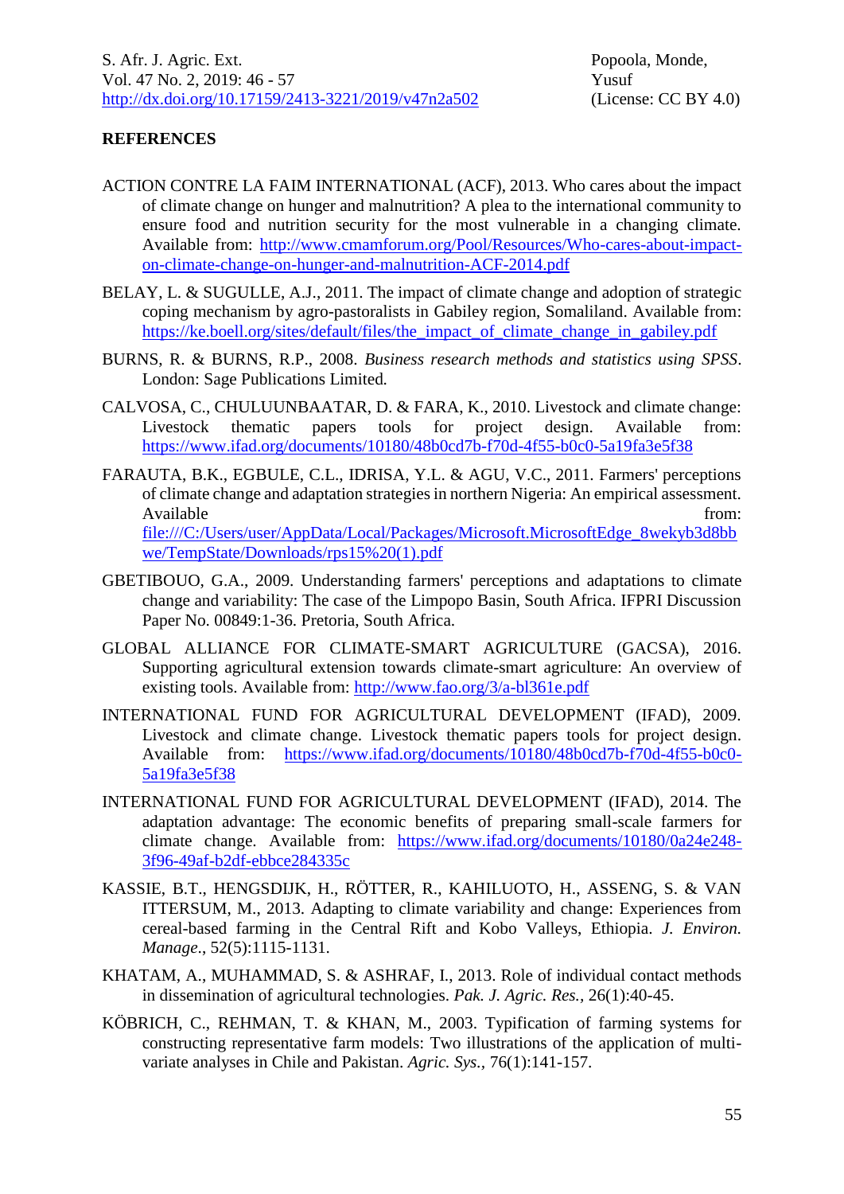**REFERENCES**

ACTION CONTRE LA FAIM INTERNATIONAL (ACF), 2013. Who cares about the impact of climate change on hunger and malnutrition? A plea to the international community to ensure food and nutrition security for the most vulnerable in a changing climate. Available from: http://www.cmamforum.org/Pool/Resources/Who-cares-about-impact-on-climate-change-on-hunger-and-malnutrition-ACF-2014.pdf

BELAY, L. & SUGULLE, A.J., 2011. The impact of climate change and adoption of strategic coping mechanism by agro-pastoralists in Gabiley region, Somaliland. Available from: https://ke.boell.org/sites/default/files/the_impact_of_climate_change_in_gabiley.pdf

BURNS, R. & BURNS, R.P., 2008. *Business research methods and statistics using SPSS*. London: Sage Publications Limited.

CALVOSA, C., CHULUUNBAATAR, D. & FARA, K., 2010. Livestock and climate change: Livestock thematic papers tools for project design. Available from: https://www.ifad.org/documents/10180/48b0cd7b-f70d-4f55-b0c0-5a19fa3e5f38

FARAUTA, B.K., EGBULE, C.L., IDRISA, Y.L. & AGU, V.C., 2011. Farmers' perceptions of climate change and adaptation strategies in northern Nigeria: An empirical assessment. Available from: file:///C:/Users/user/AppData/Local/Packages/Microsoft.MicrosoftEdge_8wekyb3d8bbwe/TempState/Downloads/rps15%20(1).pdf

GBETIBOUO, G.A., 2009. Understanding farmers' perceptions and adaptations to climate change and variability: The case of the Limpopo Basin, South Africa. IFPRI Discussion Paper No. 00849:1-36. Pretoria, South Africa.

GLOBAL ALLIANCE FOR CLIMATE-SMART AGRICULTURE (GACSA), 2016. Supporting agricultural extension towards climate-smart agriculture: An overview of existing tools. Available from: http://www.fao.org/3/a-bl361e.pdf

INTERNATIONAL FUND FOR AGRICULTURAL DEVELOPMENT (IFAD), 2009. Livestock and climate change. Livestock thematic papers tools for project design. Available from: https://www.ifad.org/documents/10180/48b0cd7b-f70d-4f55-b0c0-5a19fa3e5f38

INTERNATIONAL FUND FOR AGRICULTURAL DEVELOPMENT (IFAD), 2014. The adaptation advantage: The economic benefits of preparing small-scale farmers for climate change. Available from: https://www.ifad.org/documents/10180/0a24e248-3f96-49af-b2df-ebbce284335c

KASSIE, B.T., HENGSDIJK, H., RÖTTER, R., KAHILUOTO, H., ASSENG, S. & VAN ITTERSUM, M., 2013. Adapting to climate variability and change: Experiences from cereal-based farming in the Central Rift and Kobo Valleys, Ethiopia. *J. Environ. Manage.*, 52(5):1115-1131.

KHATAM, A., MUHAMMAD, S. & ASHRAF, I., 2013. Role of individual contact methods in dissemination of agricultural technologies. *Pak. J. Agric. Res.*, 26(1):40-45.

KÖBRICH, C., REHMAN, T. & KHAN, M., 2003. Typification of farming systems for constructing representative farm models: Two illustrations of the application of multi-variate analyses in Chile and Pakistan. *Agric. Sys.*, 76(1):141-157.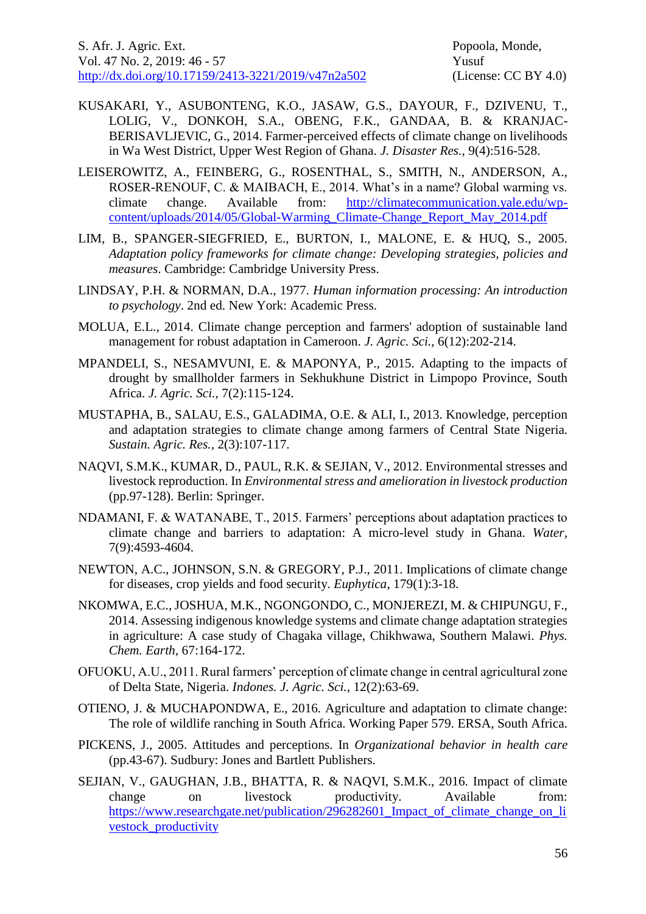KUSAKARI, Y., ASUBONTENG, K.O., JASAW, G.S., DAYOUR, F., DZIVENU, T., LOLIG, V., DONKOH, S.A., OBENG, F.K., GANDAA, B. & KRANJAC-BERISAVLJEVIC, G., 2014. Farmer-perceived effects of climate change on livelihoods in Wa West District, Upper West Region of Ghana. *J. Disaster Res.*, 9(4):516-528.

LEISEROWITZ, A., FEINBERG, G., ROSENTHAL, S., SMITH, N., ANDERSON, A., ROSER-RENOUF, C. & MAIBACH, E., 2014. What's in a name? Global warming vs. climate change. Available from: http://climatecommunication.yale.edu/wp-content/uploads/2014/05/Global-Warming_Climate-Change_Report_May_2014.pdf

LIM, B., SPANGER-SIEGFRIED, E., BURTON, I., MALONE, E. & HUQ, S., 2005. *Adaptation policy frameworks for climate change: Developing strategies, policies and measures*. Cambridge: Cambridge University Press.

LINDSAY, P.H. & NORMAN, D.A., 1977. *Human information processing: An introduction to psychology*. 2nd ed. New York: Academic Press.

MOLUA, E.L., 2014. Climate change perception and farmers' adoption of sustainable land management for robust adaptation in Cameroon. *J. Agric. Sci.*, 6(12):202-214.

MPANDELI, S., NESAMVUNI, E. & MAPONYA, P., 2015. Adapting to the impacts of drought by smallholder farmers in Sekhukhune District in Limpopo Province, South Africa. *J. Agric. Sci.*, 7(2):115-124.

MUSTAPHA, B., SALAU, E.S., GALADIMA, O.E. & ALI, I., 2013. Knowledge, perception and adaptation strategies to climate change among farmers of Central State Nigeria. *Sustain. Agric. Res.*, 2(3):107-117.

NAQVI, S.M.K., KUMAR, D., PAUL, R.K. & SEJIAN, V., 2012. Environmental stresses and livestock reproduction. In *Environmental stress and amelioration in livestock production* (pp.97-128). Berlin: Springer.

NDAMANI, F. & WATANABE, T., 2015. Farmers' perceptions about adaptation practices to climate change and barriers to adaptation: A micro-level study in Ghana. *Water*, 7(9):4593-4604.

NEWTON, A.C., JOHNSON, S.N. & GREGORY, P.J., 2011. Implications of climate change for diseases, crop yields and food security. *Euphytica*, 179(1):3-18.

NKOMWA, E.C., JOSHUA, M.K., NGONGONDO, C., MONJEREZI, M. & CHIPUNGU, F., 2014. Assessing indigenous knowledge systems and climate change adaptation strategies in agriculture: A case study of Chagaka village, Chikhwawa, Southern Malawi. *Phys. Chem. Earth*, 67:164-172.

OFUOKU, A.U., 2011. Rural farmers' perception of climate change in central agricultural zone of Delta State, Nigeria. *Indones. J. Agric. Sci.*, 12(2):63-69.

OTIENO, J. & MUCHAPONDWA, E., 2016. Agriculture and adaptation to climate change: The role of wildlife ranching in South Africa. Working Paper 579. ERSA, South Africa.

PICKENS, J., 2005. Attitudes and perceptions. In *Organizational behavior in health care* (pp.43-67). Sudbury: Jones and Bartlett Publishers.

SEJIAN, V., GAUGHAN, J.B., BHATTA, R. & NAQVI, S.M.K., 2016. Impact of climate change on livestock productivity. Available from: https://www.researchgate.net/publication/296282601_Impact_of_climate_change_on_livestock_productivity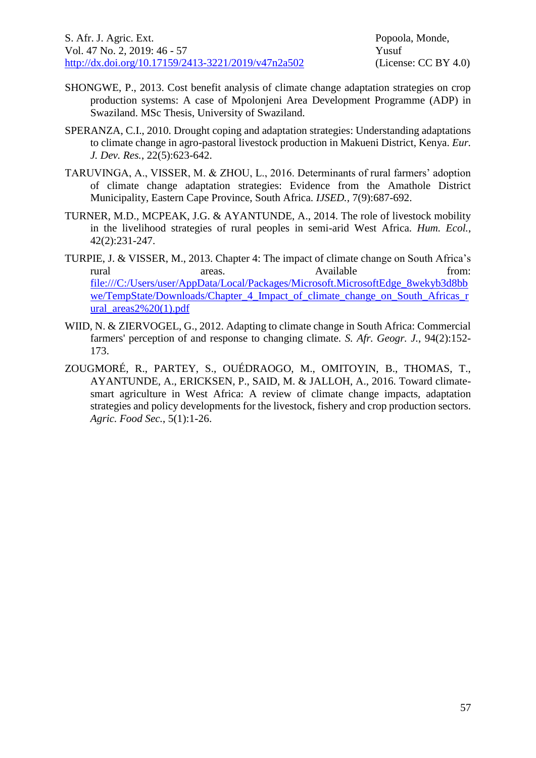SHONGWE, P., 2013. Cost benefit analysis of climate change adaptation strategies on crop production systems: A case of Mpolonjeni Area Development Programme (ADP) in Swaziland. MSc Thesis, University of Swaziland.

SPERANZA, C.I., 2010. Drought coping and adaptation strategies: Understanding adaptations to climate change in agro-pastoral livestock production in Makueni District, Kenya. *Eur. J. Dev. Res.*, 22(5):623-642.

TARUVINGA, A., VISSER, M. & ZHOU, L., 2016. Determinants of rural farmers' adoption of climate change adaptation strategies: Evidence from the Amathole District Municipality, Eastern Cape Province, South Africa. *IJSED.*, 7(9):687-692.

TURNER, M.D., MCPEAK, J.G. & AYANTUNDE, A., 2014. The role of livestock mobility in the livelihood strategies of rural peoples in semi-arid West Africa. *Hum. Ecol.*, 42(2):231-247.

TURPIE, J. & VISSER, M., 2013. Chapter 4: The impact of climate change on South Africa's rural areas. Available from: file:///C:/Users/user/AppData/Local/Packages/Microsoft.MicrosoftEdge_8wekyb3d8bbwe/TempState/Downloads/Chapter_4_Impact_of_climate_change_on_South_Africas_rural_areas2%20(1).pdf

WIID, N. & ZIERVOGEL, G., 2012. Adapting to climate change in South Africa: Commercial farmers' perception of and response to changing climate. *S. Afr. Geogr. J.*, 94(2):152-173.

ZOUGMORÉ, R., PARTEY, S., OUÉDRAOGO, M., OMITOYIN, B., THOMAS, T., AYANTUNDE, A., ERICKSEN, P., SAID, M. & JALLOH, A., 2016. Toward climate-smart agriculture in West Africa: A review of climate change impacts, adaptation strategies and policy developments for the livestock, fishery and crop production sectors. *Agric. Food Sec.*, 5(1):1-26.